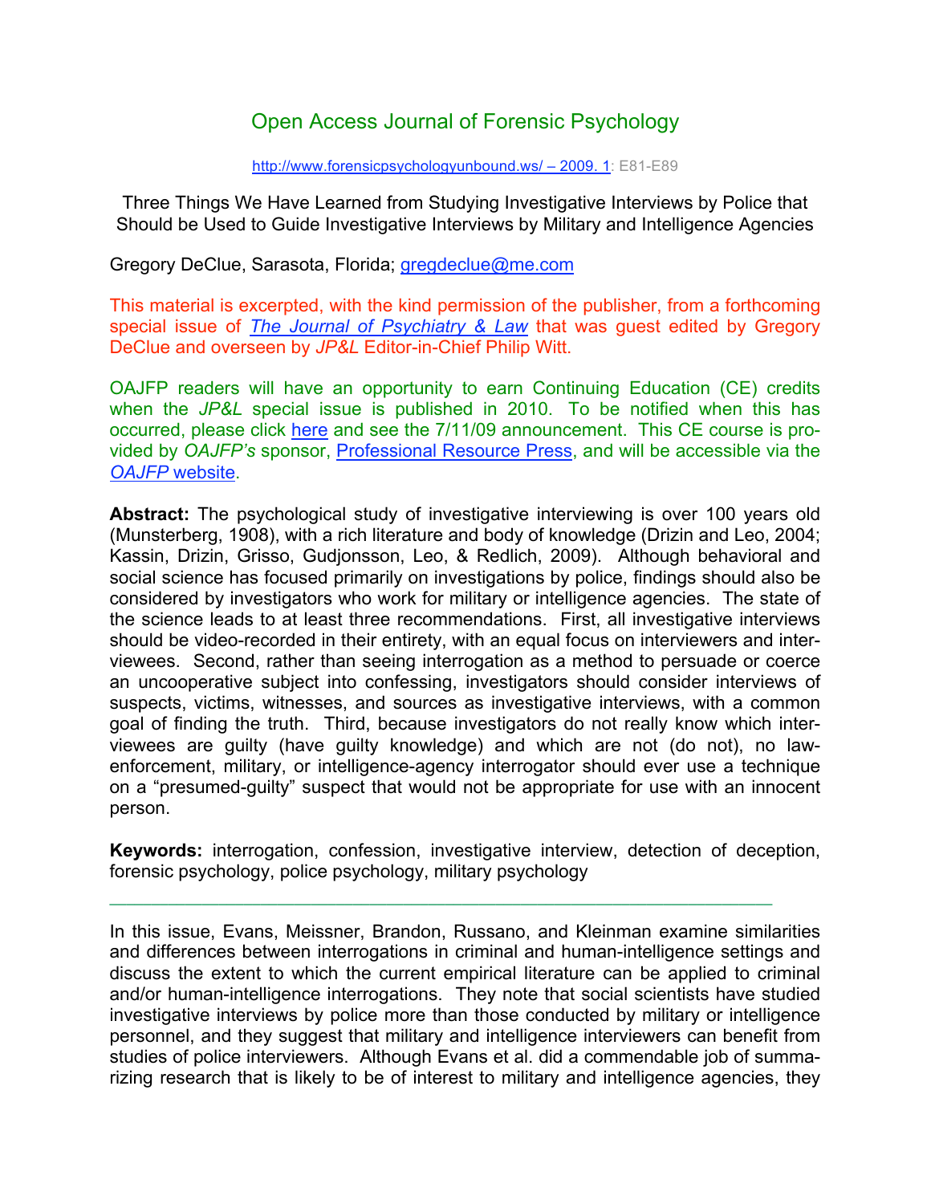# Open Access Journal of Forensic Psychology

http://www.forensicpsychologyunbound.ws/ – 2009. 1: E81-E89

## Three Things We Have Learned from Studying Investigative Interviews by Police that Should be Used to Guide Investigative Interviews by Military and Intelligence Agencies

Gregory DeClue, Sarasota, Florida; gregdeclue@me.com

This material is excerpted, with the kind permission of the publisher, from a forthcoming special issue of *The Journal of Psychiatry & Law* that was guest edited by Gregory DeClue and overseen by *JP&L* Editor-in-Chief Philip Witt.

OAJFP readers will have an opportunity to earn Continuing Education (CE) credits when the *JP&L* special issue is published in 2010. To be notified when this has occurred, please click here and see the 7/11/09 announcement. This CE course is provided by *OAJFP's* sponsor, Professional Resource Press, and will be accessible via the *OAJFP* website.

**Abstract:** The psychological study of investigative interviewing is over 100 years old (Munsterberg, 1908), with a rich literature and body of knowledge (Drizin and Leo, 2004; Kassin, Drizin, Grisso, Gudjonsson, Leo, & Redlich, 2009). Although behavioral and social science has focused primarily on investigations by police, findings should also be considered by investigators who work for military or intelligence agencies. The state of the science leads to at least three recommendations. First, all investigative interviews should be video-recorded in their entirety, with an equal focus on interviewers and interviewees. Second, rather than seeing interrogation as a method to persuade or coerce an uncooperative subject into confessing, investigators should consider interviews of suspects, victims, witnesses, and sources as investigative interviews, with a common goal of finding the truth. Third, because investigators do not really know which interviewees are guilty (have guilty knowledge) and which are not (do not), no law-enforcement, military, or intelligence-agency interrogator should ever use a technique on a "presumed-guilty" suspect that would not be appropriate for use with an innocent person.

**Keywords:** interrogation, confession, investigative interview, detection of deception, forensic psychology, police psychology, military psychology

---

In this issue, Evans, Meissner, Brandon, Russano, and Kleinman examine similarities and differences between interrogations in criminal and human-intelligence settings and discuss the extent to which the current empirical literature can be applied to criminal and/or human-intelligence interrogations. They note that social scientists have studied investigative interviews by police more than those conducted by military or intelligence personnel, and they suggest that military and intelligence interviewers can benefit from studies of police interviewers. Although Evans et al. did a commendable job of summarizing research that is likely to be of interest to military and intelligence agencies, they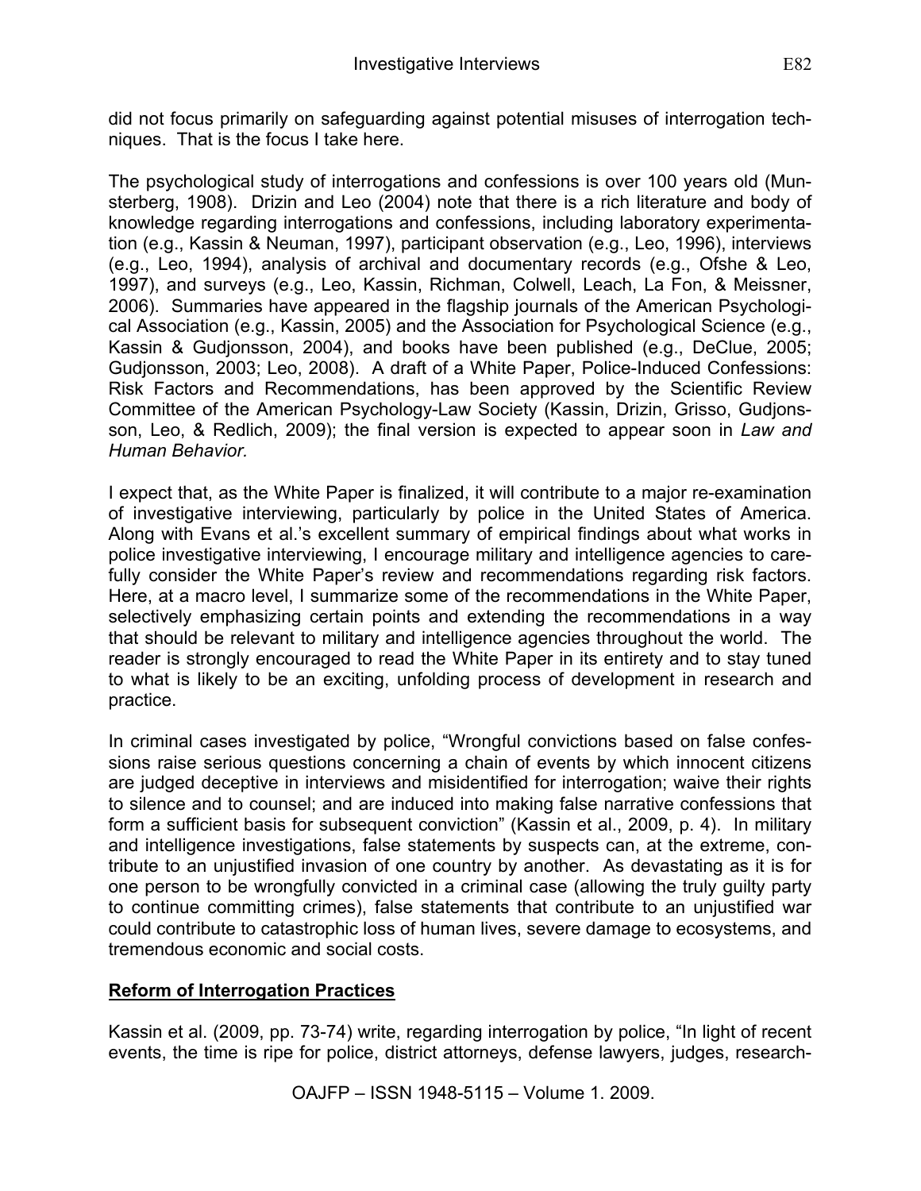did not focus primarily on safeguarding against potential misuses of interrogation techniques. That is the focus I take here.

The psychological study of interrogations and confessions is over 100 years old (Munsterberg, 1908). Drizin and Leo (2004) note that there is a rich literature and body of knowledge regarding interrogations and confessions, including laboratory experimentation (e.g., Kassin & Neuman, 1997), participant observation (e.g., Leo, 1996), interviews (e.g., Leo, 1994), analysis of archival and documentary records (e.g., Ofshe & Leo, 1997), and surveys (e.g., Leo, Kassin, Richman, Colwell, Leach, La Fon, & Meissner, 2006). Summaries have appeared in the flagship journals of the American Psychological Association (e.g., Kassin, 2005) and the Association for Psychological Science (e.g., Kassin & Gudjonsson, 2004), and books have been published (e.g., DeClue, 2005; Gudjonsson, 2003; Leo, 2008). A draft of a White Paper, Police-Induced Confessions: Risk Factors and Recommendations, has been approved by the Scientific Review Committee of the American Psychology-Law Society (Kassin, Drizin, Grisso, Gudjonsson, Leo, & Redlich, 2009); the final version is expected to appear soon in *Law and Human Behavior.*

I expect that, as the White Paper is finalized, it will contribute to a major re-examination of investigative interviewing, particularly by police in the United States of America. Along with Evans et al.'s excellent summary of empirical findings about what works in police investigative interviewing, I encourage military and intelligence agencies to carefully consider the White Paper's review and recommendations regarding risk factors. Here, at a macro level, I summarize some of the recommendations in the White Paper, selectively emphasizing certain points and extending the recommendations in a way that should be relevant to military and intelligence agencies throughout the world. The reader is strongly encouraged to read the White Paper in its entirety and to stay tuned to what is likely to be an exciting, unfolding process of development in research and practice.

In criminal cases investigated by police, "Wrongful convictions based on false confessions raise serious questions concerning a chain of events by which innocent citizens are judged deceptive in interviews and misidentified for interrogation; waive their rights to silence and to counsel; and are induced into making false narrative confessions that form a sufficient basis for subsequent conviction" (Kassin et al., 2009, p. 4). In military and intelligence investigations, false statements by suspects can, at the extreme, contribute to an unjustified invasion of one country by another. As devastating as it is for one person to be wrongfully convicted in a criminal case (allowing the truly guilty party to continue committing crimes), false statements that contribute to an unjustified war could contribute to catastrophic loss of human lives, severe damage to ecosystems, and tremendous economic and social costs.

## Reform of Interrogation Practices

Kassin et al. (2009, pp. 73-74) write, regarding interrogation by police, "In light of recent events, the time is ripe for police, district attorneys, defense lawyers, judges, research-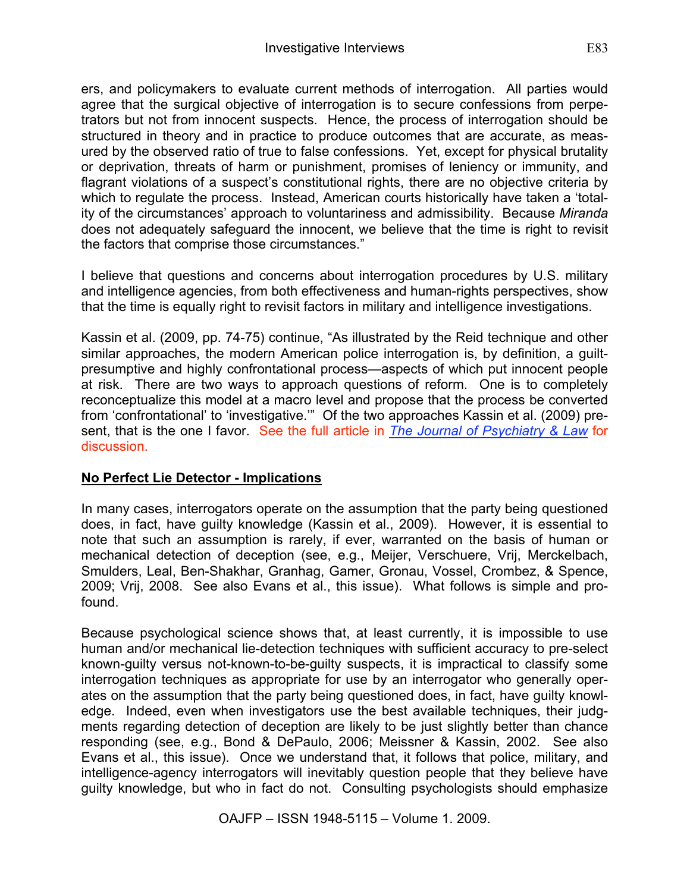ers, and policymakers to evaluate current methods of interrogation. All parties would agree that the surgical objective of interrogation is to secure confessions from perpetrators but not from innocent suspects. Hence, the process of interrogation should be structured in theory and in practice to produce outcomes that are accurate, as measured by the observed ratio of true to false confessions. Yet, except for physical brutality or deprivation, threats of harm or punishment, promises of leniency or immunity, and flagrant violations of a suspect's constitutional rights, there are no objective criteria by which to regulate the process. Instead, American courts historically have taken a 'totality of the circumstances' approach to voluntariness and admissibility. Because *Miranda* does not adequately safeguard the innocent, we believe that the time is right to revisit the factors that comprise those circumstances."

I believe that questions and concerns about interrogation procedures by U.S. military and intelligence agencies, from both effectiveness and human-rights perspectives, show that the time is equally right to revisit factors in military and intelligence investigations.

Kassin et al. (2009, pp. 74-75) continue, "As illustrated by the Reid technique and other similar approaches, the modern American police interrogation is, by definition, a guilt-presumptive and highly confrontational process—aspects of which put innocent people at risk. There are two ways to approach questions of reform. One is to completely reconceptualize this model at a macro level and propose that the process be converted from 'confrontational' to 'investigative.'" Of the two approaches Kassin et al. (2009) present, that is the one I favor. See the full article in *The Journal of Psychiatry & Law* for discussion.

## No Perfect Lie Detector - Implications

In many cases, interrogators operate on the assumption that the party being questioned does, in fact, have guilty knowledge (Kassin et al., 2009). However, it is essential to note that such an assumption is rarely, if ever, warranted on the basis of human or mechanical detection of deception (see, e.g., Meijer, Verschuere, Vrij, Merckelbach, Smulders, Leal, Ben-Shakhar, Granhag, Gamer, Gronau, Vossel, Crombez, & Spence, 2009; Vrij, 2008. See also Evans et al., this issue). What follows is simple and profound.

Because psychological science shows that, at least currently, it is impossible to use human and/or mechanical lie-detection techniques with sufficient accuracy to pre-select known-guilty versus not-known-to-be-guilty suspects, it is impractical to classify some interrogation techniques as appropriate for use by an interrogator who generally operates on the assumption that the party being questioned does, in fact, have guilty knowledge. Indeed, even when investigators use the best available techniques, their judgments regarding detection of deception are likely to be just slightly better than chance responding (see, e.g., Bond & DePaulo, 2006; Meissner & Kassin, 2002. See also Evans et al., this issue). Once we understand that, it follows that police, military, and intelligence-agency interrogators will inevitably question people that they believe have guilty knowledge, but who in fact do not. Consulting psychologists should emphasize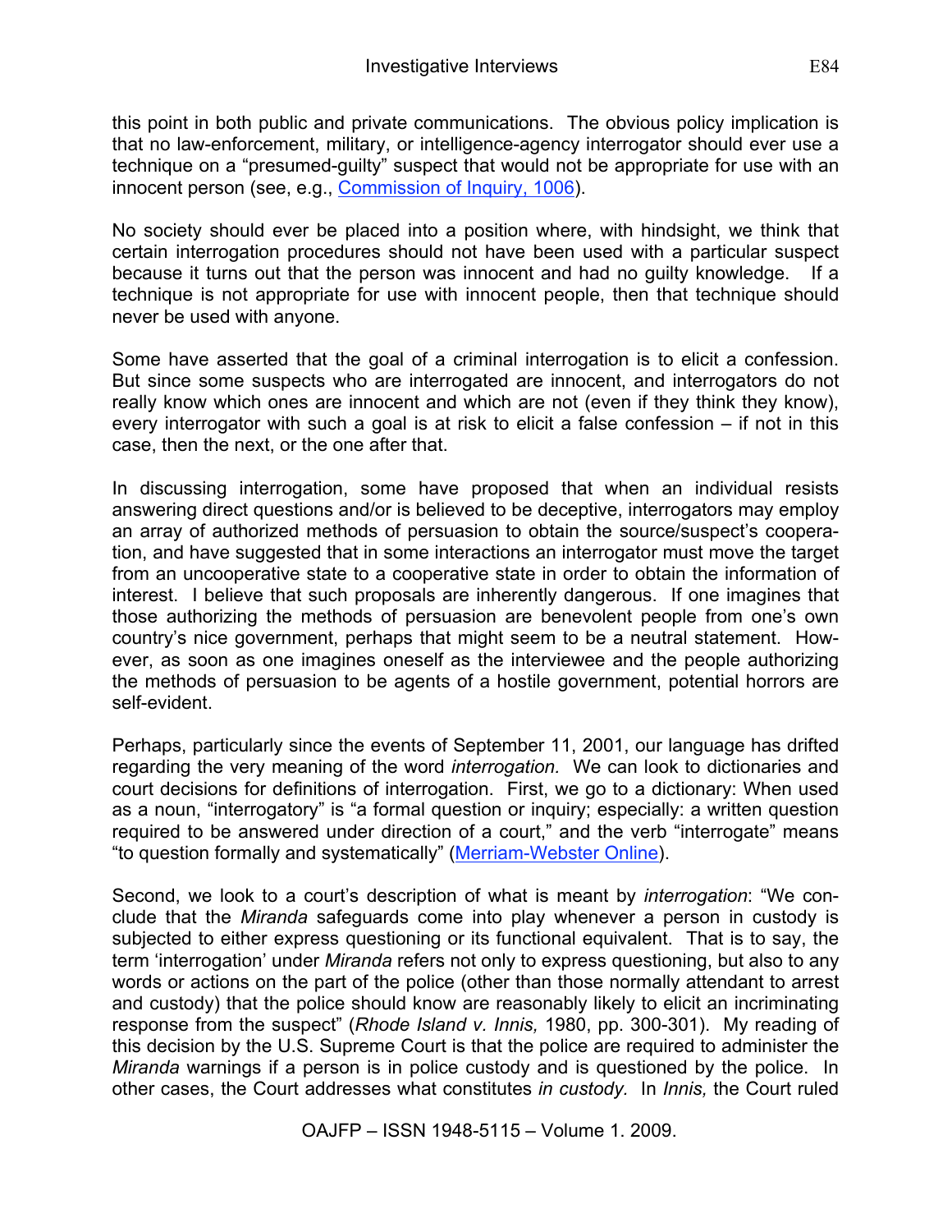this point in both public and private communications. The obvious policy implication is that no law-enforcement, military, or intelligence-agency interrogator should ever use a technique on a "presumed-guilty" suspect that would not be appropriate for use with an innocent person (see, e.g., Commission of Inquiry, 1006).

No society should ever be placed into a position where, with hindsight, we think that certain interrogation procedures should not have been used with a particular suspect because it turns out that the person was innocent and had no guilty knowledge. If a technique is not appropriate for use with innocent people, then that technique should never be used with anyone.

Some have asserted that the goal of a criminal interrogation is to elicit a confession. But since some suspects who are interrogated are innocent, and interrogators do not really know which ones are innocent and which are not (even if they think they know), every interrogator with such a goal is at risk to elicit a false confession – if not in this case, then the next, or the one after that.

In discussing interrogation, some have proposed that when an individual resists answering direct questions and/or is believed to be deceptive, interrogators may employ an array of authorized methods of persuasion to obtain the source/suspect's cooperation, and have suggested that in some interactions an interrogator must move the target from an uncooperative state to a cooperative state in order to obtain the information of interest. I believe that such proposals are inherently dangerous. If one imagines that those authorizing the methods of persuasion are benevolent people from one's own country's nice government, perhaps that might seem to be a neutral statement. However, as soon as one imagines oneself as the interviewee and the people authorizing the methods of persuasion to be agents of a hostile government, potential horrors are self-evident.

Perhaps, particularly since the events of September 11, 2001, our language has drifted regarding the very meaning of the word *interrogation*. We can look to dictionaries and court decisions for definitions of interrogation. First, we go to a dictionary: When used as a noun, "interrogatory" is "a formal question or inquiry; especially: a written question required to be answered under direction of a court," and the verb "interrogate" means "to question formally and systematically" (Merriam-Webster Online).

Second, we look to a court's description of what is meant by *interrogation*: "We conclude that the *Miranda* safeguards come into play whenever a person in custody is subjected to either express questioning or its functional equivalent. That is to say, the term 'interrogation' under *Miranda* refers not only to express questioning, but also to any words or actions on the part of the police (other than those normally attendant to arrest and custody) that the police should know are reasonably likely to elicit an incriminating response from the suspect" (*Rhode Island v. Innis,* 1980, pp. 300-301). My reading of this decision by the U.S. Supreme Court is that the police are required to administer the *Miranda* warnings if a person is in police custody and is questioned by the police. In other cases, the Court addresses what constitutes *in custody.* In *Innis,* the Court ruled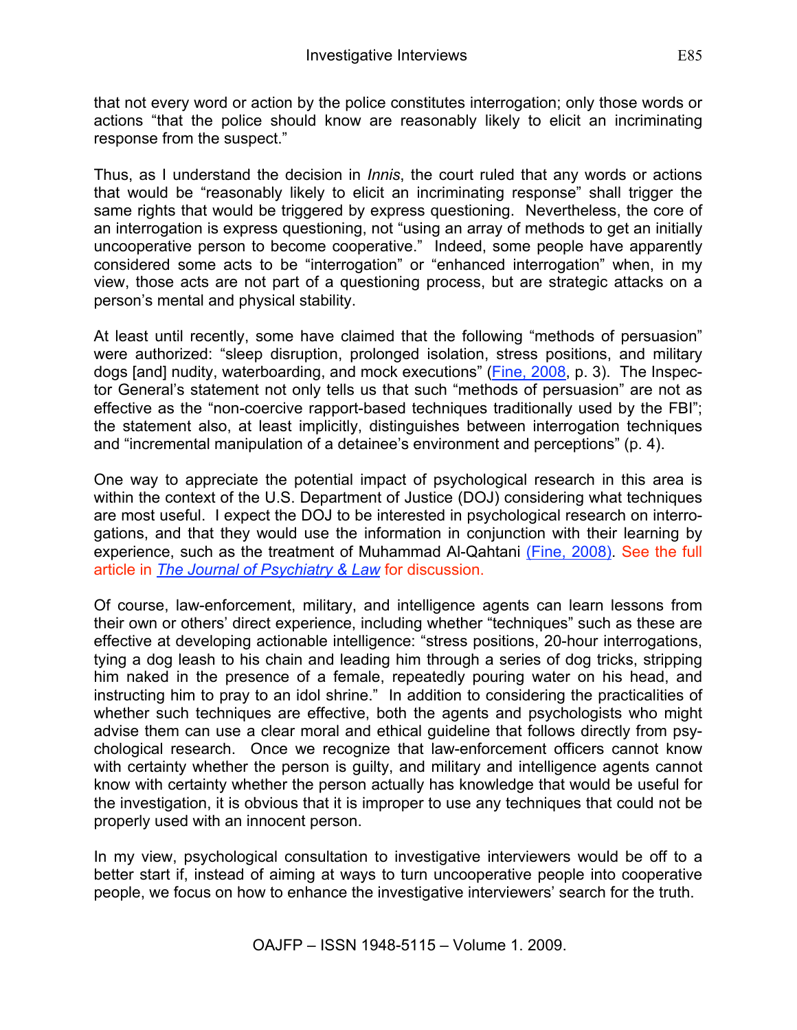that not every word or action by the police constitutes interrogation; only those words or actions "that the police should know are reasonably likely to elicit an incriminating response from the suspect."

Thus, as I understand the decision in *Innis*, the court ruled that any words or actions that would be "reasonably likely to elicit an incriminating response" shall trigger the same rights that would be triggered by express questioning. Nevertheless, the core of an interrogation is express questioning, not "using an array of methods to get an initially uncooperative person to become cooperative." Indeed, some people have apparently considered some acts to be "interrogation" or "enhanced interrogation" when, in my view, those acts are not part of a questioning process, but are strategic attacks on a person's mental and physical stability.

At least until recently, some have claimed that the following "methods of persuasion" were authorized: "sleep disruption, prolonged isolation, stress positions, and military dogs [and] nudity, waterboarding, and mock executions" (Fine, 2008, p. 3). The Inspector General's statement not only tells us that such "methods of persuasion" are not as effective as the "non-coercive rapport-based techniques traditionally used by the FBI"; the statement also, at least implicitly, distinguishes between interrogation techniques and "incremental manipulation of a detainee's environment and perceptions" (p. 4).

One way to appreciate the potential impact of psychological research in this area is within the context of the U.S. Department of Justice (DOJ) considering what techniques are most useful. I expect the DOJ to be interested in psychological research on interrogations, and that they would use the information in conjunction with their learning by experience, such as the treatment of Muhammad Al-Qahtani (Fine, 2008). See the full article in *The Journal of Psychiatry & Law* for discussion.

Of course, law-enforcement, military, and intelligence agents can learn lessons from their own or others' direct experience, including whether "techniques" such as these are effective at developing actionable intelligence: "stress positions, 20-hour interrogations, tying a dog leash to his chain and leading him through a series of dog tricks, stripping him naked in the presence of a female, repeatedly pouring water on his head, and instructing him to pray to an idol shrine." In addition to considering the practicalities of whether such techniques are effective, both the agents and psychologists who might advise them can use a clear moral and ethical guideline that follows directly from psychological research. Once we recognize that law-enforcement officers cannot know with certainty whether the person is guilty, and military and intelligence agents cannot know with certainty whether the person actually has knowledge that would be useful for the investigation, it is obvious that it is improper to use any techniques that could not be properly used with an innocent person.

In my view, psychological consultation to investigative interviewers would be off to a better start if, instead of aiming at ways to turn uncooperative people into cooperative people, we focus on how to enhance the investigative interviewers' search for the truth.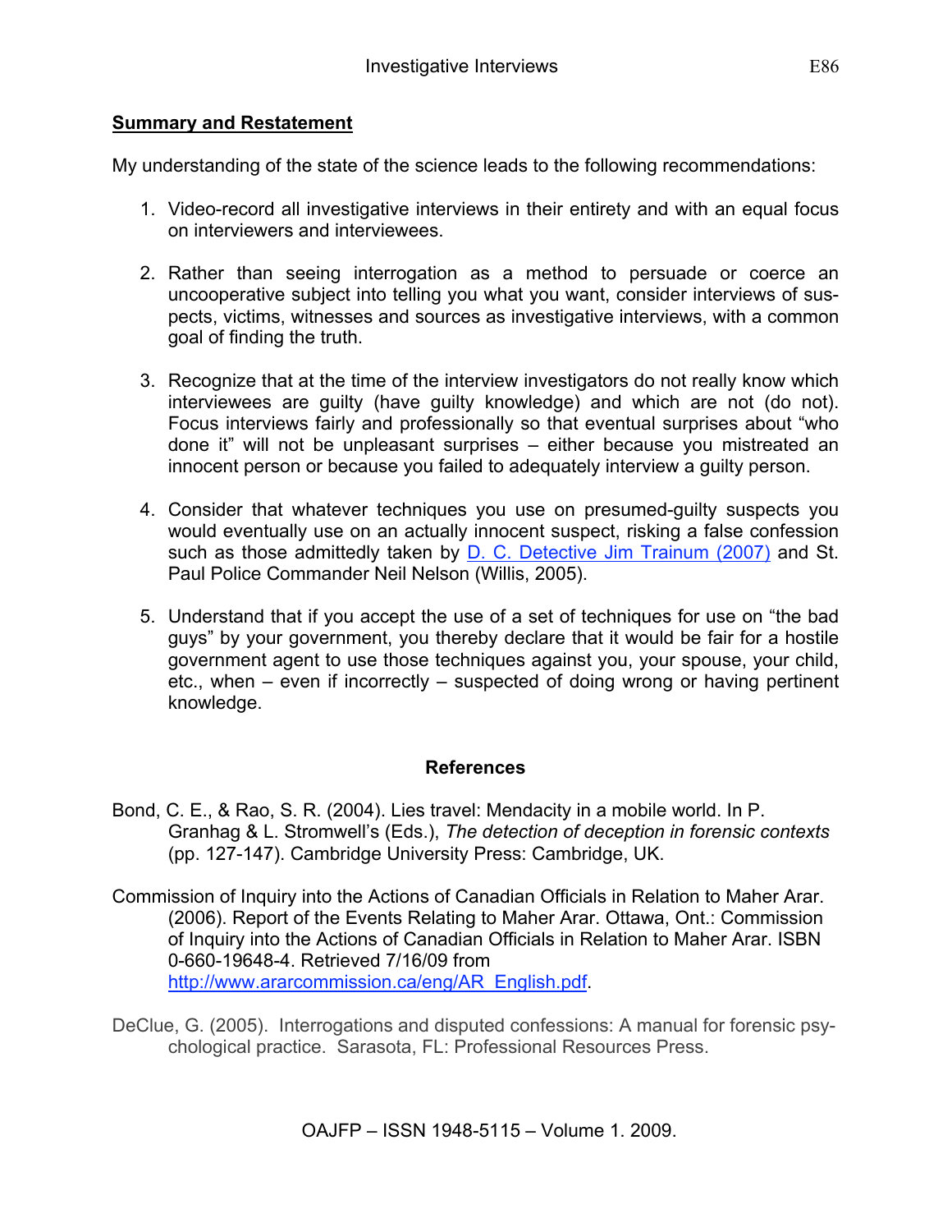## Summary and Restatement

My understanding of the state of the science leads to the following recommendations:

1. Video-record all investigative interviews in their entirety and with an equal focus on interviewers and interviewees.

2. Rather than seeing interrogation as a method to persuade or coerce an uncooperative subject into telling you what you want, consider interviews of suspects, victims, witnesses and sources as investigative interviews, with a common goal of finding the truth.

3. Recognize that at the time of the interview investigators do not really know which interviewees are guilty (have guilty knowledge) and which are not (do not). Focus interviews fairly and professionally so that eventual surprises about "who done it" will not be unpleasant surprises – either because you mistreated an innocent person or because you failed to adequately interview a guilty person.

4. Consider that whatever techniques you use on presumed-guilty suspects you would eventually use on an actually innocent suspect, risking a false confession such as those admittedly taken by D. C. Detective Jim Trainum (2007) and St. Paul Police Commander Neil Nelson (Willis, 2005).

5. Understand that if you accept the use of a set of techniques for use on "the bad guys" by your government, you thereby declare that it would be fair for a hostile government agent to use those techniques against you, your spouse, your child, etc., when – even if incorrectly – suspected of doing wrong or having pertinent knowledge.

## References

Bond, C. E., & Rao, S. R. (2004). Lies travel: Mendacity in a mobile world. In P. Granhag & L. Stromwell's (Eds.), *The detection of deception in forensic contexts* (pp. 127-147). Cambridge University Press: Cambridge, UK.

Commission of Inquiry into the Actions of Canadian Officials in Relation to Maher Arar. (2006). Report of the Events Relating to Maher Arar. Ottawa, Ont.: Commission of Inquiry into the Actions of Canadian Officials in Relation to Maher Arar. ISBN 0-660-19648-4. Retrieved 7/16/09 from http://www.ararcommission.ca/eng/AR_English.pdf.

DeClue, G. (2005). Interrogations and disputed confessions: A manual for forensic psychological practice. Sarasota, FL: Professional Resources Press.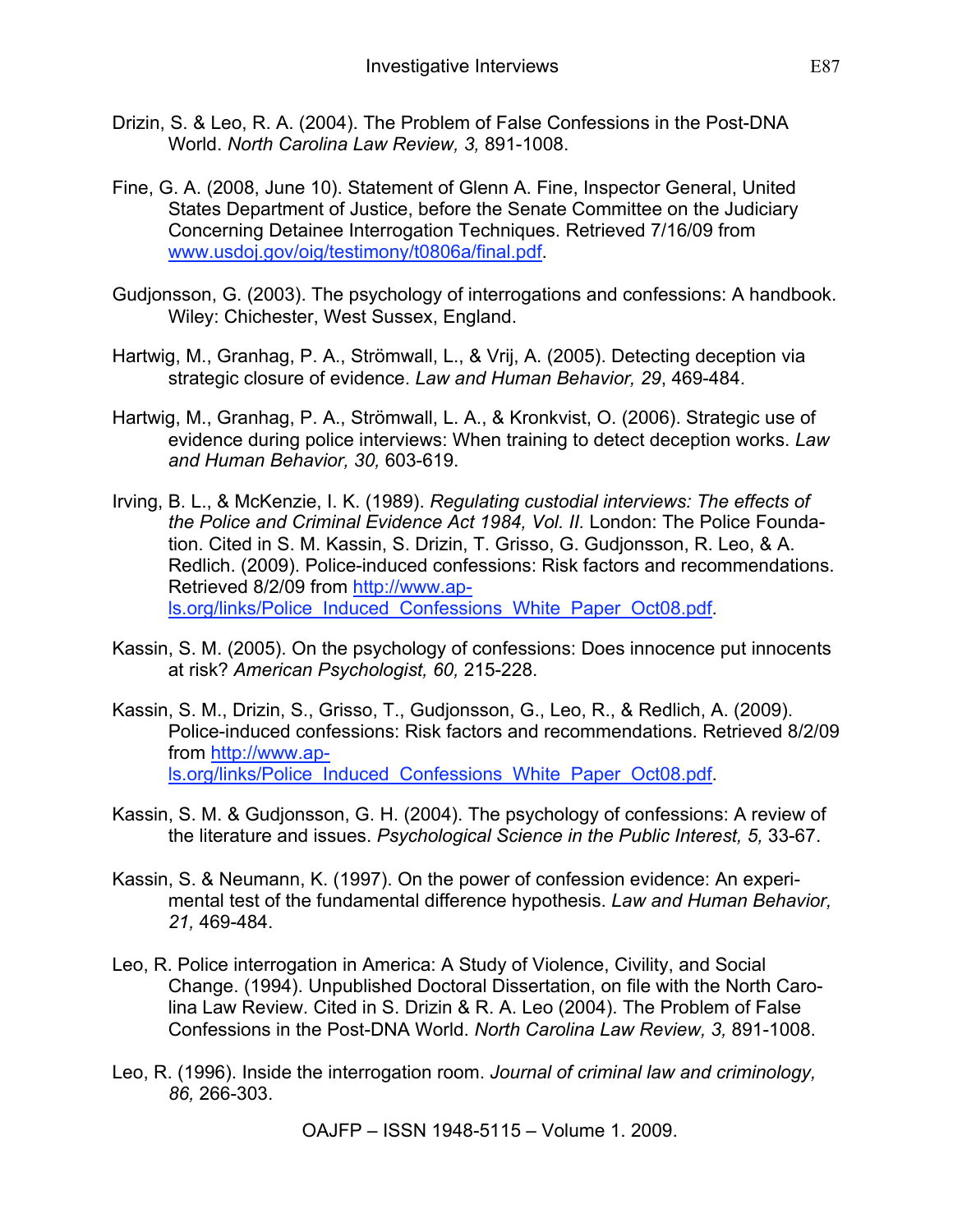Drizin, S. & Leo, R. A. (2004). The Problem of False Confessions in the Post-DNA World. *North Carolina Law Review, 3,* 891-1008.

Fine, G. A. (2008, June 10). Statement of Glenn A. Fine, Inspector General, United States Department of Justice, before the Senate Committee on the Judiciary Concerning Detainee Interrogation Techniques. Retrieved 7/16/09 from www.usdoj.gov/oig/testimony/t0806a/final.pdf.

Gudjonsson, G. (2003). The psychology of interrogations and confessions: A handbook. Wiley: Chichester, West Sussex, England.

Hartwig, M., Granhag, P. A., Strömwall, L., & Vrij, A. (2005). Detecting deception via strategic closure of evidence. *Law and Human Behavior, 29*, 469-484.

Hartwig, M., Granhag, P. A., Strömwall, L. A., & Kronkvist, O. (2006). Strategic use of evidence during police interviews: When training to detect deception works. *Law and Human Behavior, 30,* 603-619.

Irving, B. L., & McKenzie, I. K. (1989). *Regulating custodial interviews: The effects of the Police and Criminal Evidence Act 1984, Vol. II.* London: The Police Foundation. Cited in S. M. Kassin, S. Drizin, T. Grisso, G. Gudjonsson, R. Leo, & A. Redlich. (2009). Police-induced confessions: Risk factors and recommendations. Retrieved 8/2/09 from http://www.ap-ls.org/links/Police_Induced_Confessions_White_Paper_Oct08.pdf.

Kassin, S. M. (2005). On the psychology of confessions: Does innocence put innocents at risk? *American Psychologist, 60,* 215-228.

Kassin, S. M., Drizin, S., Grisso, T., Gudjonsson, G., Leo, R., & Redlich, A. (2009). Police-induced confessions: Risk factors and recommendations. Retrieved 8/2/09 from http://www.ap-ls.org/links/Police_Induced_Confessions_White_Paper_Oct08.pdf.

Kassin, S. M. & Gudjonsson, G. H. (2004). The psychology of confessions: A review of the literature and issues. *Psychological Science in the Public Interest, 5,* 33-67.

Kassin, S. & Neumann, K. (1997). On the power of confession evidence: An experimental test of the fundamental difference hypothesis. *Law and Human Behavior, 21,* 469-484.

Leo, R. Police interrogation in America: A Study of Violence, Civility, and Social Change. (1994). Unpublished Doctoral Dissertation, on file with the North Carolina Law Review. Cited in S. Drizin & R. A. Leo (2004). The Problem of False Confessions in the Post-DNA World. *North Carolina Law Review, 3,* 891-1008.

Leo, R. (1996). Inside the interrogation room. *Journal of criminal law and criminology, 86,* 266-303.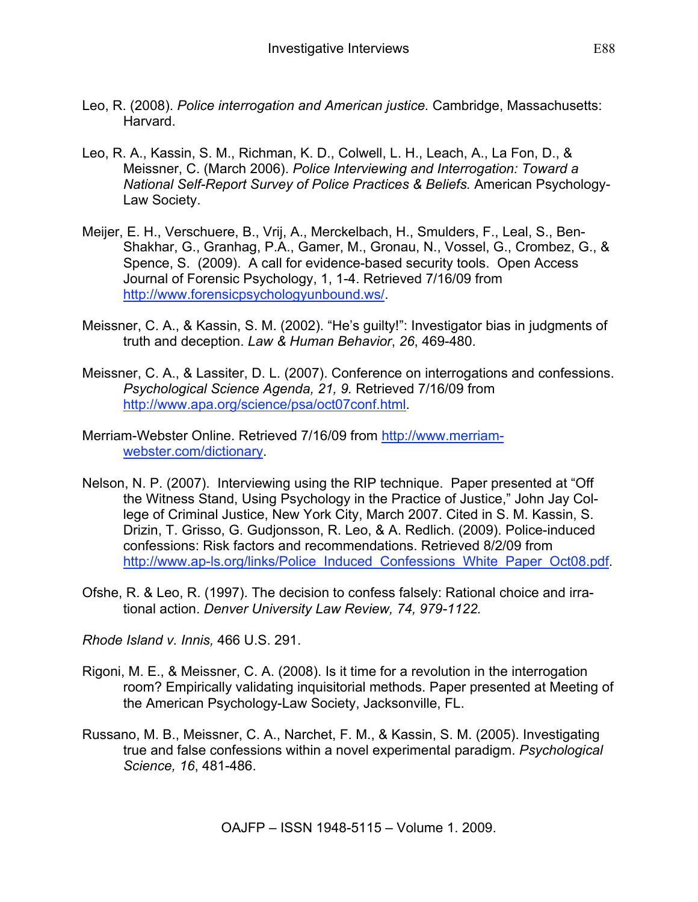Leo, R. (2008). *Police interrogation and American justice.* Cambridge, Massachusetts: Harvard.

Leo, R. A., Kassin, S. M., Richman, K. D., Colwell, L. H., Leach, A., La Fon, D., & Meissner, C. (March 2006). *Police Interviewing and Interrogation: Toward a National Self-Report Survey of Police Practices & Beliefs.* American Psychology-Law Society.

Meijer, E. H., Verschuere, B., Vrij, A., Merckelbach, H., Smulders, F., Leal, S., Ben-Shakhar, G., Granhag, P.A., Gamer, M., Gronau, N., Vossel, G., Crombez, G., & Spence, S. (2009). A call for evidence-based security tools. Open Access Journal of Forensic Psychology, 1, 1-4. Retrieved 7/16/09 from http://www.forensicpsychologyunbound.ws/.

Meissner, C. A., & Kassin, S. M. (2002). "He's guilty!": Investigator bias in judgments of truth and deception. *Law & Human Behavior*, *26*, 469-480.

Meissner, C. A., & Lassiter, D. L. (2007). Conference on interrogations and confessions. *Psychological Science Agenda, 21, 9.* Retrieved 7/16/09 from http://www.apa.org/science/psa/oct07conf.html.

Merriam-Webster Online. Retrieved 7/16/09 from http://www.merriam-webster.com/dictionary.

Nelson, N. P. (2007). Interviewing using the RIP technique. Paper presented at "Off the Witness Stand, Using Psychology in the Practice of Justice," John Jay College of Criminal Justice, New York City, March 2007. Cited in S. M. Kassin, S. Drizin, T. Grisso, G. Gudjonsson, R. Leo, & A. Redlich. (2009). Police-induced confessions: Risk factors and recommendations. Retrieved 8/2/09 from http://www.ap-ls.org/links/Police_Induced_Confessions_White_Paper_Oct08.pdf.

Ofshe, R. & Leo, R. (1997). The decision to confess falsely: Rational choice and irrational action. *Denver University Law Review, 74, 979-1122.*

*Rhode Island v. Innis,* 466 U.S. 291.

Rigoni, M. E., & Meissner, C. A. (2008). Is it time for a revolution in the interrogation room? Empirically validating inquisitorial methods. Paper presented at Meeting of the American Psychology-Law Society, Jacksonville, FL.

Russano, M. B., Meissner, C. A., Narchet, F. M., & Kassin, S. M. (2005). Investigating true and false confessions within a novel experimental paradigm. *Psychological Science, 16*, 481-486.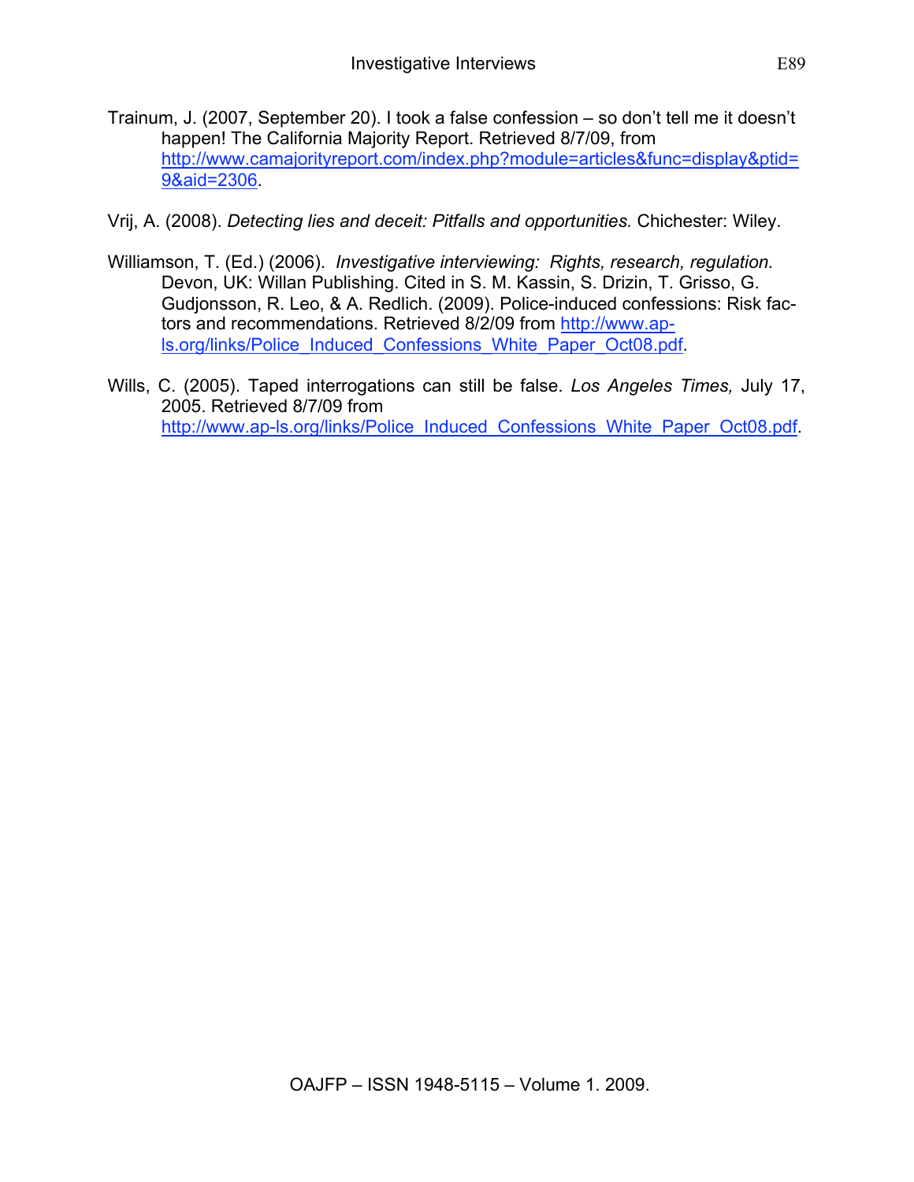Trainum, J. (2007, September 20). I took a false confession – so don't tell me it doesn't happen! The California Majority Report. Retrieved 8/7/09, from http://www.camajorityreport.com/index.php?module=articles&func=display&ptid=9&aid=2306.

Vrij, A. (2008). *Detecting lies and deceit: Pitfalls and opportunities.* Chichester: Wiley.

Williamson, T. (Ed.) (2006). *Investigative interviewing: Rights, research, regulation.* Devon, UK: Willan Publishing. Cited in S. M. Kassin, S. Drizin, T. Grisso, G. Gudjonsson, R. Leo, & A. Redlich. (2009). Police-induced confessions: Risk factors and recommendations. Retrieved 8/2/09 from http://www.ap-ls.org/links/Police_Induced_Confessions_White_Paper_Oct08.pdf.

Wills, C. (2005). Taped interrogations can still be false. *Los Angeles Times,* July 17, 2005. Retrieved 8/7/09 from http://www.ap-ls.org/links/Police_Induced_Confessions_White_Paper_Oct08.pdf.